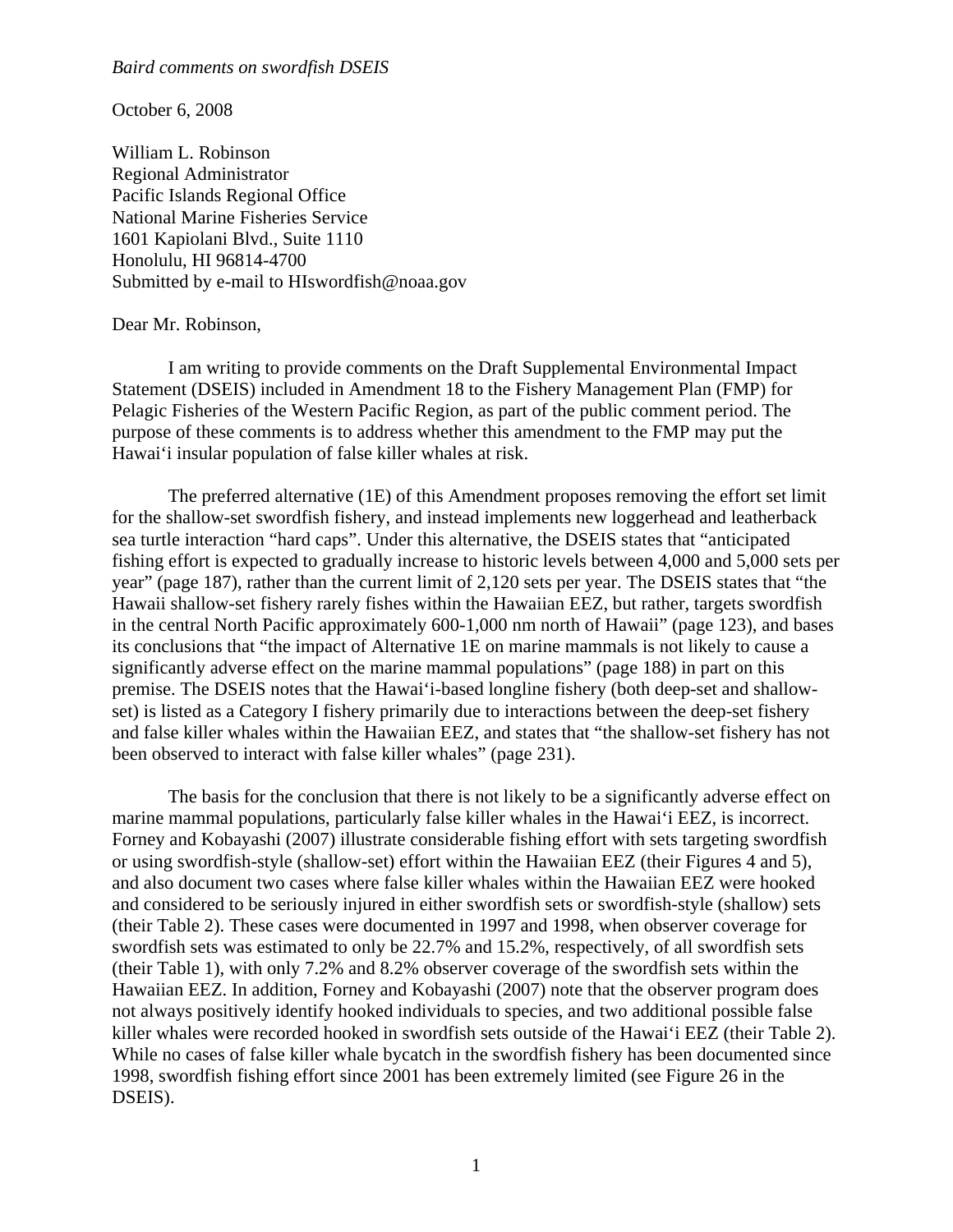*Baird comments on swordfish DSEIS*

October 6, 2008

William L. Robinson
Regional Administrator
Pacific Islands Regional Office
National Marine Fisheries Service
1601 Kapiolani Blvd., Suite 1110
Honolulu, HI 96814-4700
Submitted by e-mail to HIswordfish@noaa.gov

Dear Mr. Robinson,

I am writing to provide comments on the Draft Supplemental Environmental Impact Statement (DSEIS) included in Amendment 18 to the Fishery Management Plan (FMP) for Pelagic Fisheries of the Western Pacific Region, as part of the public comment period. The purpose of these comments is to address whether this amendment to the FMP may put the Hawai'i insular population of false killer whales at risk.

The preferred alternative (1E) of this Amendment proposes removing the effort set limit for the shallow-set swordfish fishery, and instead implements new loggerhead and leatherback sea turtle interaction "hard caps". Under this alternative, the DSEIS states that "anticipated fishing effort is expected to gradually increase to historic levels between 4,000 and 5,000 sets per year" (page 187), rather than the current limit of 2,120 sets per year. The DSEIS states that "the Hawaii shallow-set fishery rarely fishes within the Hawaiian EEZ, but rather, targets swordfish in the central North Pacific approximately 600-1,000 nm north of Hawaii" (page 123), and bases its conclusions that "the impact of Alternative 1E on marine mammals is not likely to cause a significantly adverse effect on the marine mammal populations" (page 188) in part on this premise. The DSEIS notes that the Hawai'i-based longline fishery (both deep-set and shallow-set) is listed as a Category I fishery primarily due to interactions between the deep-set fishery and false killer whales within the Hawaiian EEZ, and states that "the shallow-set fishery has not been observed to interact with false killer whales" (page 231).

The basis for the conclusion that there is not likely to be a significantly adverse effect on marine mammal populations, particularly false killer whales in the Hawai'i EEZ, is incorrect. Forney and Kobayashi (2007) illustrate considerable fishing effort with sets targeting swordfish or using swordfish-style (shallow-set) effort within the Hawaiian EEZ (their Figures 4 and 5), and also document two cases where false killer whales within the Hawaiian EEZ were hooked and considered to be seriously injured in either swordfish sets or swordfish-style (shallow) sets (their Table 2). These cases were documented in 1997 and 1998, when observer coverage for swordfish sets was estimated to only be 22.7% and 15.2%, respectively, of all swordfish sets (their Table 1), with only 7.2% and 8.2% observer coverage of the swordfish sets within the Hawaiian EEZ. In addition, Forney and Kobayashi (2007) note that the observer program does not always positively identify hooked individuals to species, and two additional possible false killer whales were recorded hooked in swordfish sets outside of the Hawai'i EEZ (their Table 2). While no cases of false killer whale bycatch in the swordfish fishery has been documented since 1998, swordfish fishing effort since 2001 has been extremely limited (see Figure 26 in the DSEIS).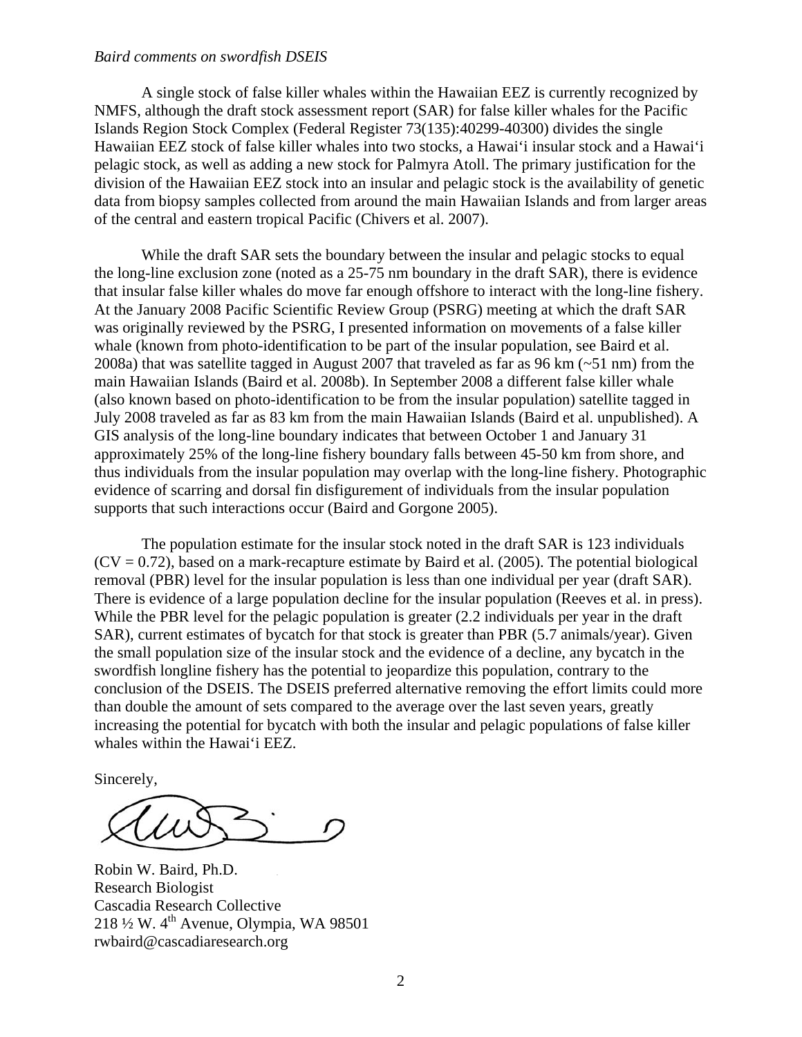A single stock of false killer whales within the Hawaiian EEZ is currently recognized by NMFS, although the draft stock assessment report (SAR) for false killer whales for the Pacific Islands Region Stock Complex (Federal Register 73(135):40299-40300) divides the single Hawaiian EEZ stock of false killer whales into two stocks, a Hawai‘i insular stock and a Hawai‘i pelagic stock, as well as adding a new stock for Palmyra Atoll. The primary justification for the division of the Hawaiian EEZ stock into an insular and pelagic stock is the availability of genetic data from biopsy samples collected from around the main Hawaiian Islands and from larger areas of the central and eastern tropical Pacific (Chivers et al. 2007).

While the draft SAR sets the boundary between the insular and pelagic stocks to equal the long-line exclusion zone (noted as a 25-75 nm boundary in the draft SAR), there is evidence that insular false killer whales do move far enough offshore to interact with the long-line fishery. At the January 2008 Pacific Scientific Review Group (PSRG) meeting at which the draft SAR was originally reviewed by the PSRG, I presented information on movements of a false killer whale (known from photo-identification to be part of the insular population, see Baird et al. 2008a) that was satellite tagged in August 2007 that traveled as far as 96 km (~51 nm) from the main Hawaiian Islands (Baird et al. 2008b). In September 2008 a different false killer whale (also known based on photo-identification to be from the insular population) satellite tagged in July 2008 traveled as far as 83 km from the main Hawaiian Islands (Baird et al. unpublished). A GIS analysis of the long-line boundary indicates that between October 1 and January 31 approximately 25% of the long-line fishery boundary falls between 45-50 km from shore, and thus individuals from the insular population may overlap with the long-line fishery. Photographic evidence of scarring and dorsal fin disfigurement of individuals from the insular population supports that such interactions occur (Baird and Gorgone 2005).

The population estimate for the insular stock noted in the draft SAR is 123 individuals (CV = 0.72), based on a mark-recapture estimate by Baird et al. (2005). The potential biological removal (PBR) level for the insular population is less than one individual per year (draft SAR). There is evidence of a large population decline for the insular population (Reeves et al. in press). While the PBR level for the pelagic population is greater (2.2 individuals per year in the draft SAR), current estimates of bycatch for that stock is greater than PBR (5.7 animals/year). Given the small population size of the insular stock and the evidence of a decline, any bycatch in the swordfish longline fishery has the potential to jeopardize this population, contrary to the conclusion of the DSEIS. The DSEIS preferred alternative removing the effort limits could more than double the amount of sets compared to the average over the last seven years, greatly increasing the potential for bycatch with both the insular and pelagic populations of false killer whales within the Hawai‘i EEZ.

Sincerely,

Robin W. Baird, Ph.D.
Research Biologist
Cascadia Research Collective
218 ½ W. 4th Avenue, Olympia, WA 98501
rwbaird@cascadiaresearch.org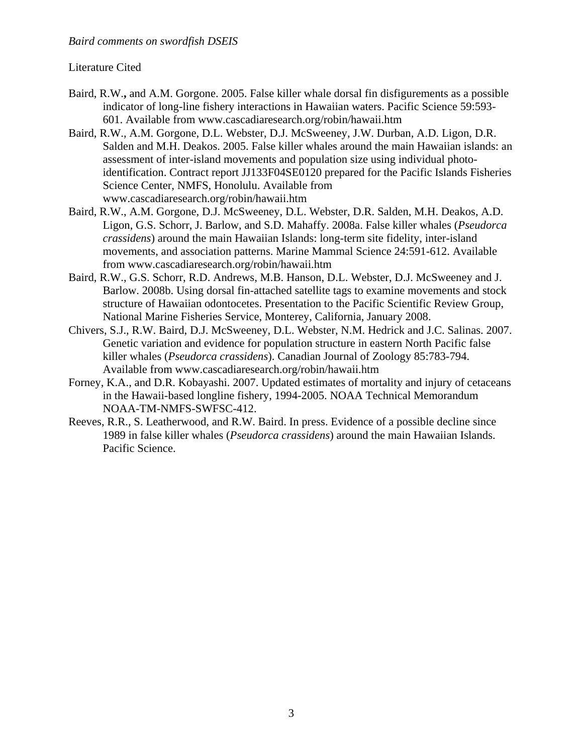Literature Cited

- Baird, R.W., and A.M. Gorgone. 2005. False killer whale dorsal fin disfigurements as a possible indicator of long-line fishery interactions in Hawaiian waters. Pacific Science 59:593-601. Available from www.cascadiaresearch.org/robin/hawaii.htm
- Baird, R.W., A.M. Gorgone, D.L. Webster, D.J. McSweeney, J.W. Durban, A.D. Ligon, D.R. Salden and M.H. Deakos. 2005. False killer whales around the main Hawaiian islands: an assessment of inter-island movements and population size using individual photo-identification. Contract report JJ133F04SE0120 prepared for the Pacific Islands Fisheries Science Center, NMFS, Honolulu. Available from www.cascadiaresearch.org/robin/hawaii.htm
- Baird, R.W., A.M. Gorgone, D.J. McSweeney, D.L. Webster, D.R. Salden, M.H. Deakos, A.D. Ligon, G.S. Schorr, J. Barlow, and S.D. Mahaffy. 2008a. False killer whales (*Pseudorca crassidens*) around the main Hawaiian Islands: long-term site fidelity, inter-island movements, and association patterns. Marine Mammal Science 24:591-612. Available from www.cascadiaresearch.org/robin/hawaii.htm
- Baird, R.W., G.S. Schorr, R.D. Andrews, M.B. Hanson, D.L. Webster, D.J. McSweeney and J. Barlow. 2008b. Using dorsal fin-attached satellite tags to examine movements and stock structure of Hawaiian odontocetes. Presentation to the Pacific Scientific Review Group, National Marine Fisheries Service, Monterey, California, January 2008.
- Chivers, S.J., R.W. Baird, D.J. McSweeney, D.L. Webster, N.M. Hedrick and J.C. Salinas. 2007. Genetic variation and evidence for population structure in eastern North Pacific false killer whales (*Pseudorca crassidens*). Canadian Journal of Zoology 85:783-794. Available from www.cascadiaresearch.org/robin/hawaii.htm
- Forney, K.A., and D.R. Kobayashi. 2007. Updated estimates of mortality and injury of cetaceans in the Hawaii-based longline fishery, 1994-2005. NOAA Technical Memorandum NOAA-TM-NMFS-SWFSC-412.
- Reeves, R.R., S. Leatherwood, and R.W. Baird. In press. Evidence of a possible decline since 1989 in false killer whales (*Pseudorca crassidens*) around the main Hawaiian Islands. Pacific Science.